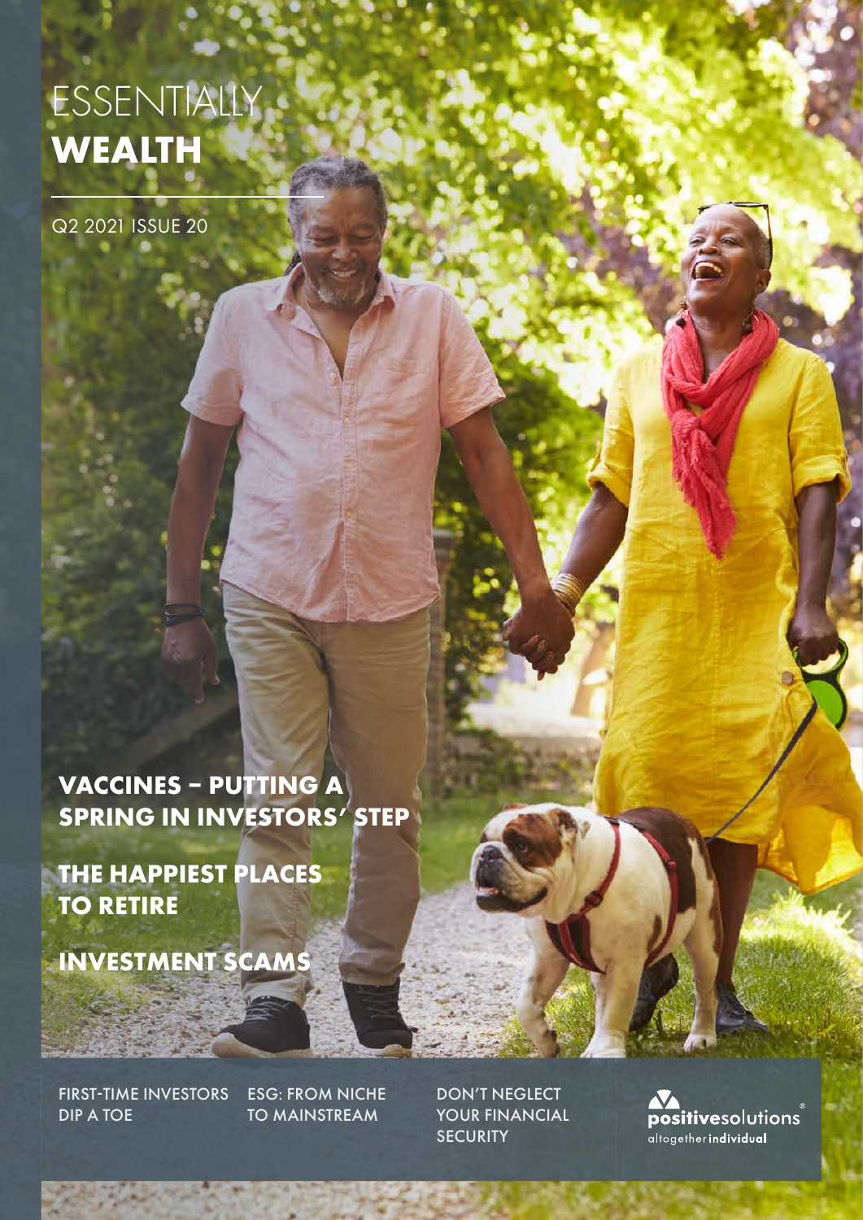# ESSENTIALLY **WEALTH**

Q2 2021 ISSUE 20

## VACCINES – PUTTING A SPRING IN INVESTORS' STEP

## THE HAPPIEST PLACES TO RETIRE

## INVESTMENT SCAMS

FIRST-TIME INVESTORS DIP A TOE

ESG: FROM NICHE TO MAINSTREAM

DON'T NEGLECT YOUR FINANCIAL SECURITY

positivesolutions® altogether**individual**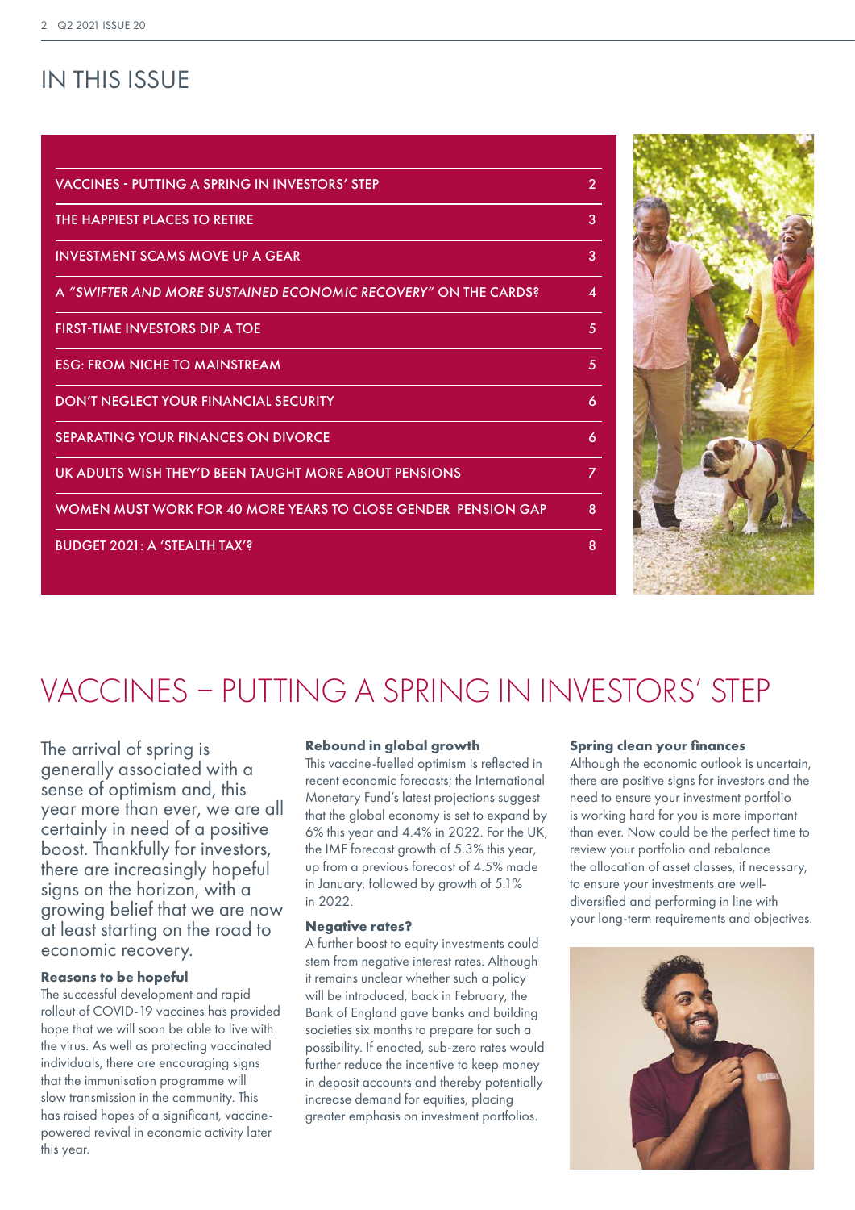# IN THIS ISSUE

| | |
|---|---|
| VACCINES - PUTTING A SPRING IN INVESTORS' STEP | 2 |
| THE HAPPIEST PLACES TO RETIRE | 3 |
| INVESTMENT SCAMS MOVE UP A GEAR | 3 |
| A *"SWIFTER AND MORE SUSTAINED ECONOMIC RECOVERY"* ON THE CARDS? | 4 |
| FIRST-TIME INVESTORS DIP A TOE | 5 |
| ESG: FROM NICHE TO MAINSTREAM | 5 |
| DON'T NEGLECT YOUR FINANCIAL SECURITY | 6 |
| SEPARATING YOUR FINANCES ON DIVORCE | 6 |
| UK ADULTS WISH THEY'D BEEN TAUGHT MORE ABOUT PENSIONS | 7 |
| WOMEN MUST WORK FOR 40 MORE YEARS TO CLOSE GENDER PENSION GAP | 8 |
| BUDGET 2021: A 'STEALTH TAX'? | 8 |

# VACCINES – PUTTING A SPRING IN INVESTORS' STEP

The arrival of spring is generally associated with a sense of optimism and, this year more than ever, we are all certainly in need of a positive boost. Thankfully for investors, there are increasingly hopeful signs on the horizon, with a growing belief that we are now at least starting on the road to economic recovery.

### Reasons to be hopeful

The successful development and rapid rollout of COVID-19 vaccines has provided hope that we will soon be able to live with the virus. As well as protecting vaccinated individuals, there are encouraging signs that the immunisation programme will slow transmission in the community. This has raised hopes of a significant, vaccine-powered revival in economic activity later this year.

### Rebound in global growth

This vaccine-fuelled optimism is reflected in recent economic forecasts; the International Monetary Fund's latest projections suggest that the global economy is set to expand by 6% this year and 4.4% in 2022. For the UK, the IMF forecast growth of 5.3% this year, up from a previous forecast of 4.5% made in January, followed by growth of 5.1% in 2022.

### Negative rates?

A further boost to equity investments could stem from negative interest rates. Although it remains unclear whether such a policy will be introduced, back in February, the Bank of England gave banks and building societies six months to prepare for such a possibility. If enacted, sub-zero rates would further reduce the incentive to keep money in deposit accounts and thereby potentially increase demand for equities, placing greater emphasis on investment portfolios.

### Spring clean your finances

Although the economic outlook is uncertain, there are positive signs for investors and the need to ensure your investment portfolio is working hard for you is more important than ever. Now could be the perfect time to review your portfolio and rebalance the allocation of asset classes, if necessary, to ensure your investments are well-diversified and performing in line with your long-term requirements and objectives.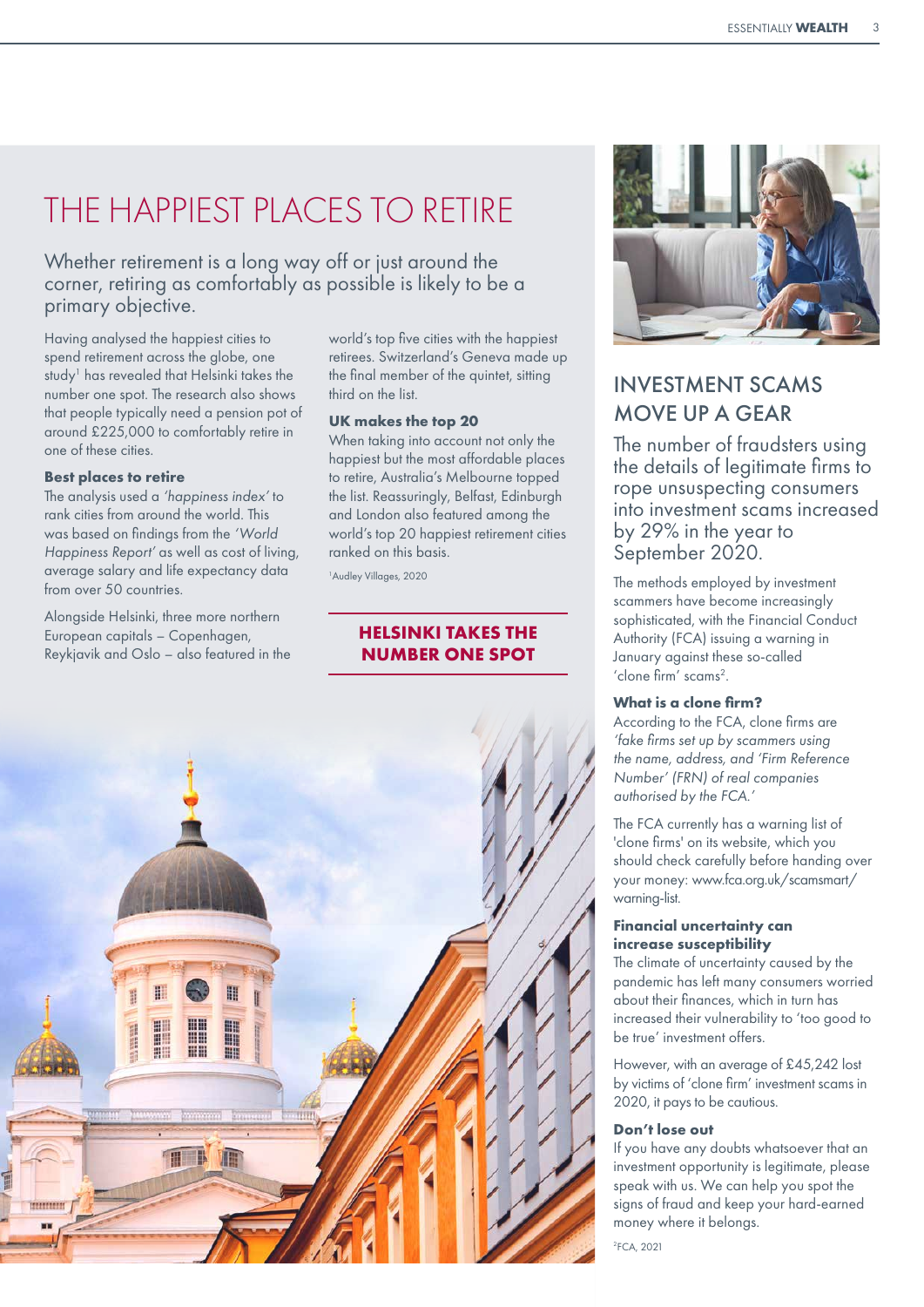# THE HAPPIEST PLACES TO RETIRE

Whether retirement is a long way off or just around the corner, retiring as comfortably as possible is likely to be a primary objective.

Having analysed the happiest cities to spend retirement across the globe, one study[1] has revealed that Helsinki takes the number one spot. The research also shows that people typically need a pension pot of around £225,000 to comfortably retire in one of these cities.

### Best places to retire

The analysis used a *'happiness index'* to rank cities from around the world. This was based on findings from the *'World Happiness Report'* as well as cost of living, average salary and life expectancy data from over 50 countries.

Alongside Helsinki, three more northern European capitals – Copenhagen, Reykjavik and Oslo – also featured in the world's top five cities with the happiest retirees. Switzerland's Geneva made up the final member of the quintet, sitting third on the list.

### UK makes the top 20

When taking into account not only the happiest but the most affordable places to retire, Australia's Melbourne topped the list. Reassuringly, Belfast, Edinburgh and London also featured among the world's top 20 happiest retirement cities ranked on this basis.

[1]Audley Villages, 2020

**HELSINKI TAKES THE NUMBER ONE SPOT**

# INVESTMENT SCAMS MOVE UP A GEAR

The number of fraudsters using the details of legitimate firms to rope unsuspecting consumers into investment scams increased by 29% in the year to September 2020.

The methods employed by investment scammers have become increasingly sophisticated, with the Financial Conduct Authority (FCA) issuing a warning in January against these so-called 'clone firm' scams[2].

### What is a clone firm?

According to the FCA, clone firms are *'fake firms set up by scammers using the name, address, and 'Firm Reference Number' (FRN) of real companies authorised by the FCA.'*

The FCA currently has a warning list of 'clone firms' on its website, which you should check carefully before handing over your money: www.fca.org.uk/scamsmart/warning-list.

### Financial uncertainty can increase susceptibility

The climate of uncertainty caused by the pandemic has left many consumers worried about their finances, which in turn has increased their vulnerability to 'too good to be true' investment offers.

However, with an average of £45,242 lost by victims of 'clone firm' investment scams in 2020, it pays to be cautious.

### Don't lose out

If you have any doubts whatsoever that an investment opportunity is legitimate, please speak with us. We can help you spot the signs of fraud and keep your hard-earned money where it belongs.

[2]FCA, 2021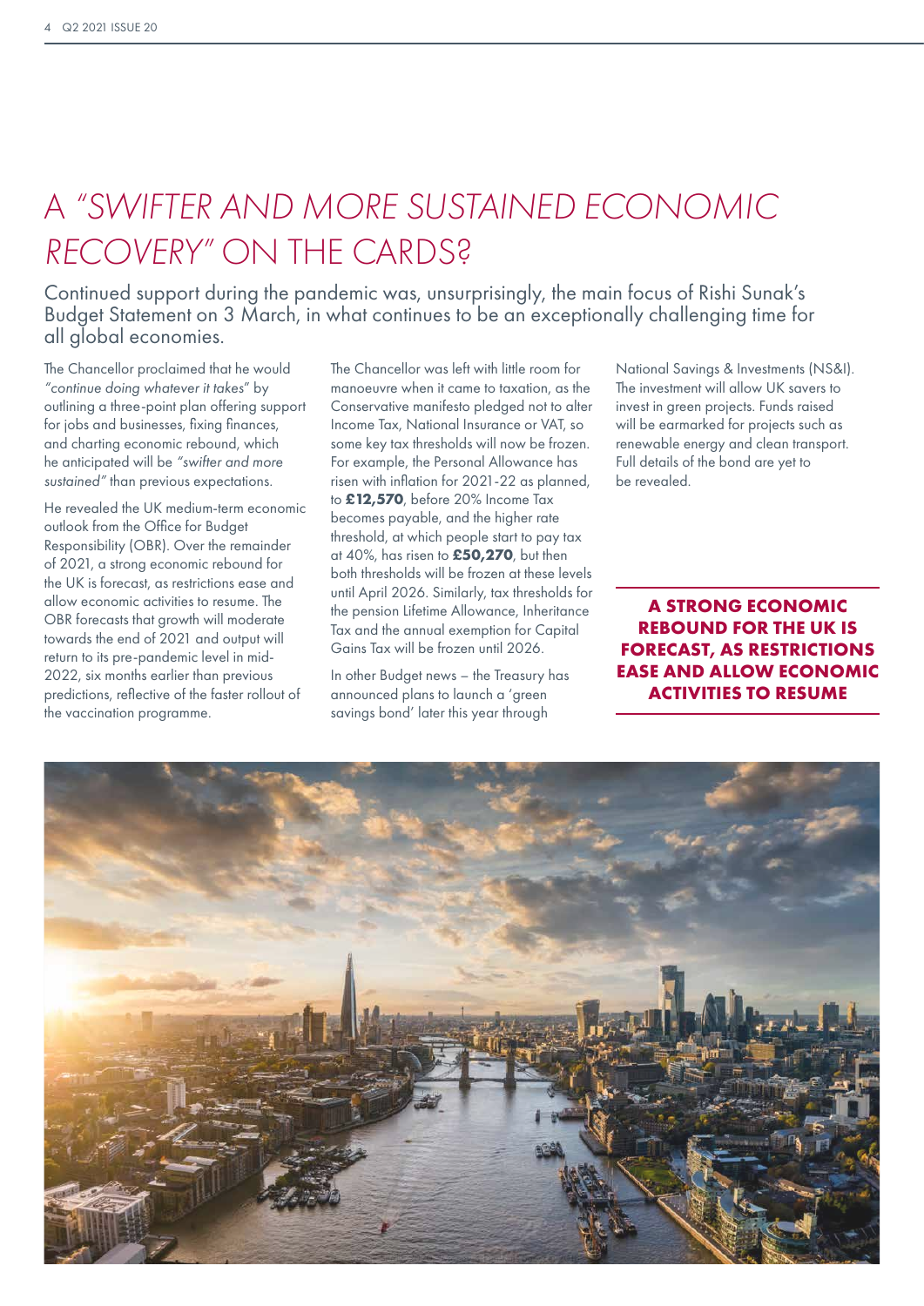# A *"SWIFTER AND MORE SUSTAINED ECONOMIC RECOVERY"* ON THE CARDS?

Continued support during the pandemic was, unsurprisingly, the main focus of Rishi Sunak's Budget Statement on 3 March, in what continues to be an exceptionally challenging time for all global economies.

The Chancellor proclaimed that he would *"continue doing whatever it takes"* by outlining a three-point plan offering support for jobs and businesses, fixing finances, and charting economic rebound, which he anticipated will be *"swifter and more sustained"* than previous expectations.

He revealed the UK medium-term economic outlook from the Office for Budget Responsibility (OBR). Over the remainder of 2021, a strong economic rebound for the UK is forecast, as restrictions ease and allow economic activities to resume. The OBR forecasts that growth will moderate towards the end of 2021 and output will return to its pre-pandemic level in mid-2022, six months earlier than previous predictions, reflective of the faster rollout of the vaccination programme.

The Chancellor was left with little room for manoeuvre when it came to taxation, as the Conservative manifesto pledged not to alter Income Tax, National Insurance or VAT, so some key tax thresholds will now be frozen. For example, the Personal Allowance has risen with inflation for 2021-22 as planned, to **£12,570**, before 20% Income Tax becomes payable, and the higher rate threshold, at which people start to pay tax at 40%, has risen to **£50,270**, but then both thresholds will be frozen at these levels until April 2026. Similarly, tax thresholds for the pension Lifetime Allowance, Inheritance Tax and the annual exemption for Capital Gains Tax will be frozen until 2026.

In other Budget news – the Treasury has announced plans to launch a 'green savings bond' later this year through National Savings & Investments (NS&I). The investment will allow UK savers to invest in green projects. Funds raised will be earmarked for projects such as renewable energy and clean transport. Full details of the bond are yet to be revealed.

**A STRONG ECONOMIC REBOUND FOR THE UK IS FORECAST, AS RESTRICTIONS EASE AND ALLOW ECONOMIC ACTIVITIES TO RESUME**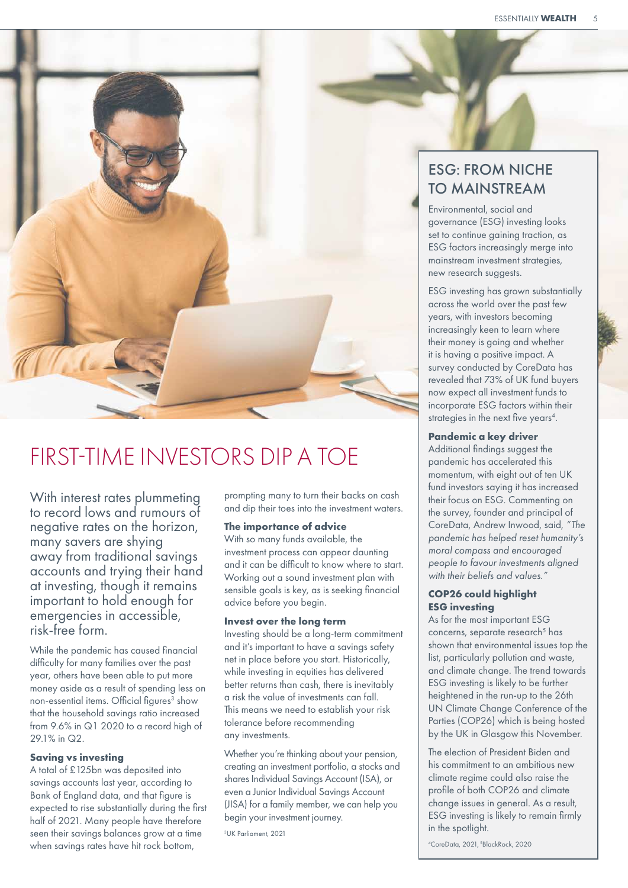# FIRST-TIME INVESTORS DIP A TOE

With interest rates plummeting to record lows and rumours of negative rates on the horizon, many savers are shying away from traditional savings accounts and trying their hand at investing, though it remains important to hold enough for emergencies in accessible, risk-free form.

While the pandemic has caused financial difficulty for many families over the past year, others have been able to put more money aside as a result of spending less on non-essential items. Official figures[3] show that the household savings ratio increased from 9.6% in Q1 2020 to a record high of 29.1% in Q2.

### Saving vs investing

A total of £125bn was deposited into savings accounts last year, according to Bank of England data, and that figure is expected to rise substantially during the first half of 2021. Many people have therefore seen their savings balances grow at a time when savings rates have hit rock bottom, prompting many to turn their backs on cash and dip their toes into the investment waters.

### The importance of advice

With so many funds available, the investment process can appear daunting and it can be difficult to know where to start. Working out a sound investment plan with sensible goals is key, as is seeking financial advice before you begin.

### Invest over the long term

Investing should be a long-term commitment and it's important to have a savings safety net in place before you start. Historically, while investing in equities has delivered better returns than cash, there is inevitably a risk the value of investments can fall. This means we need to establish your risk tolerance before recommending any investments.

Whether you're thinking about your pension, creating an investment portfolio, a stocks and shares Individual Savings Account (ISA), or even a Junior Individual Savings Account (JISA) for a family member, we can help you begin your investment journey.

[3]UK Parliament, 2021

## ESG: FROM NICHE TO MAINSTREAM

Environmental, social and governance (ESG) investing looks set to continue gaining traction, as ESG factors increasingly merge into mainstream investment strategies, new research suggests.

ESG investing has grown substantially across the world over the past few years, with investors becoming increasingly keen to learn where their money is going and whether it is having a positive impact. A survey conducted by CoreData has revealed that 73% of UK fund buyers now expect all investment funds to incorporate ESG factors within their strategies in the next five years[4].

### Pandemic a key driver

Additional findings suggest the pandemic has accelerated this momentum, with eight out of ten UK fund investors saying it has increased their focus on ESG. Commenting on the survey, founder and principal of CoreData, Andrew Inwood, said, *"The pandemic has helped reset humanity's moral compass and encouraged people to favour investments aligned with their beliefs and values."*

### COP26 could highlight ESG investing

As for the most important ESG concerns, separate research[5] has shown that environmental issues top the list, particularly pollution and waste, and climate change. The trend towards ESG investing is likely to be further heightened in the run-up to the 26th UN Climate Change Conference of the Parties (COP26) which is being hosted by the UK in Glasgow this November.

The election of President Biden and his commitment to an ambitious new climate regime could also raise the profile of both COP26 and climate change issues in general. As a result, ESG investing is likely to remain firmly in the spotlight.

[4]CoreData, 2021, [5]BlackRock, 2020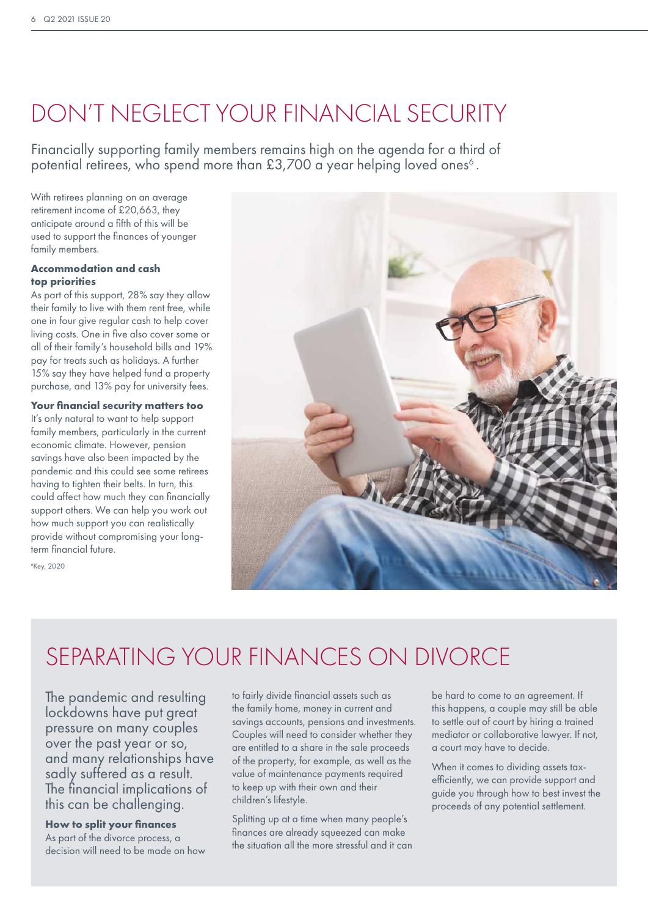# DON'T NEGLECT YOUR FINANCIAL SECURITY

Financially supporting family members remains high on the agenda for a third of potential retirees, who spend more than £3,700 a year helping loved ones[6].

With retirees planning on an average retirement income of £20,663, they anticipate around a fifth of this will be used to support the finances of younger family members.

**Accommodation and cash top priorities**

As part of this support, 28% say they allow their family to live with them rent free, while one in four give regular cash to help cover living costs. One in five also cover some or all of their family's household bills and 19% pay for treats such as holidays. A further 15% say they have helped fund a property purchase, and 13% pay for university fees.

**Your financial security matters too**

It's only natural to want to help support family members, particularly in the current economic climate. However, pension savings have also been impacted by the pandemic and this could see some retirees having to tighten their belts. In turn, this could affect how much they can financially support others. We can help you work out how much support you can realistically provide without compromising your long-term financial future.

[6]Key, 2020

# SEPARATING YOUR FINANCES ON DIVORCE

The pandemic and resulting lockdowns have put great pressure on many couples over the past year or so, and many relationships have sadly suffered as a result. The financial implications of this can be challenging.

**How to split your finances**

As part of the divorce process, a decision will need to be made on how to fairly divide financial assets such as the family home, money in current and savings accounts, pensions and investments. Couples will need to consider whether they are entitled to a share in the sale proceeds of the property, for example, as well as the value of maintenance payments required to keep up with their own and their children's lifestyle.

Splitting up at a time when many people's finances are already squeezed can make the situation all the more stressful and it can be hard to come to an agreement. If this happens, a couple may still be able to settle out of court by hiring a trained mediator or collaborative lawyer. If not, a court may have to decide.

When it comes to dividing assets tax-efficiently, we can provide support and guide you through how to best invest the proceeds of any potential settlement.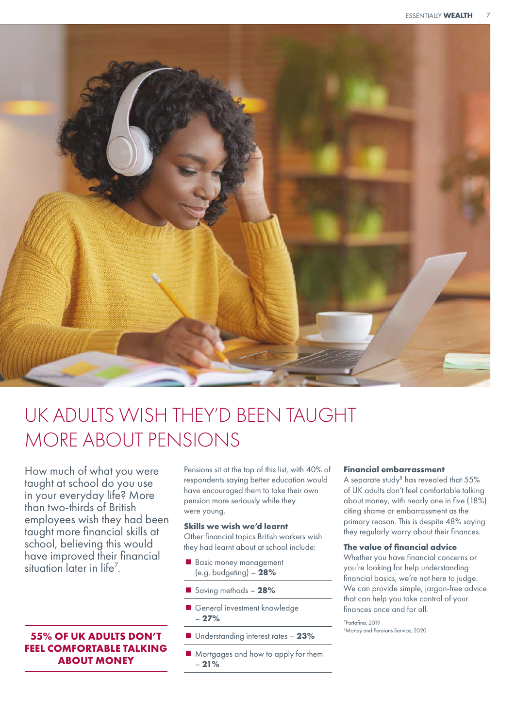# UK ADULTS WISH THEY'D BEEN TAUGHT MORE ABOUT PENSIONS

How much of what you were taught at school do you use in your everyday life? More than two-thirds of British employees wish they had been taught more financial skills at school, believing this would have improved their financial situation later in life[7].

**55% OF UK ADULTS DON'T FEEL COMFORTABLE TALKING ABOUT MONEY**

Pensions sit at the top of this list, with 40% of respondents saying better education would have encouraged them to take their own pension more seriously while they were young.

### Skills we wish we'd learnt

Other financial topics British workers wish they had learnt about at school include:

- Basic money management (e.g. budgeting) – **28%**
- Saving methods – **28%**
- General investment knowledge – **27%**
- Understanding interest rates – **23%**
- Mortgages and how to apply for them – **21%**

### Financial embarrassment

A separate study[8] has revealed that 55% of UK adults don't feel comfortable talking about money, with nearly one in five (18%) citing shame or embarrassment as the primary reason. This is despite 48% saying they regularly worry about their finances.

### The value of financial advice

Whether you have financial concerns or you're looking for help understanding financial basics, we're not here to judge. We can provide simple, jargon-free advice that can help you take control of your finances once and for all.

[7]Portafina, 2019
[8]Money and Pensions Service, 2020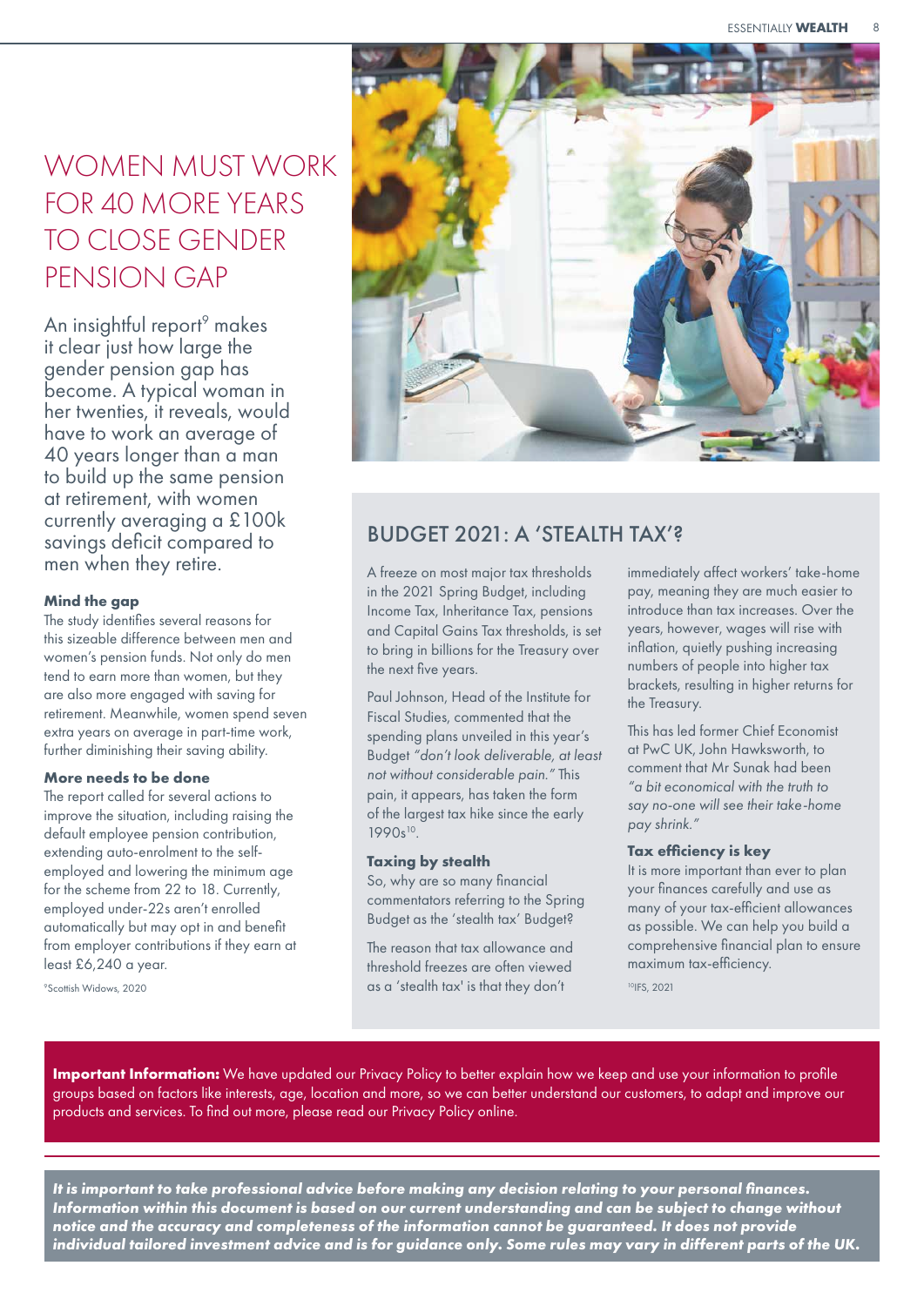# WOMEN MUST WORK FOR 40 MORE YEARS TO CLOSE GENDER PENSION GAP

An insightful report[9] makes it clear just how large the gender pension gap has become. A typical woman in her twenties, it reveals, would have to work an average of 40 years longer than a man to build up the same pension at retirement, with women currently averaging a £100k savings deficit compared to men when they retire.

### Mind the gap

The study identifies several reasons for this sizeable difference between men and women's pension funds. Not only do men tend to earn more than women, but they are also more engaged with saving for retirement. Meanwhile, women spend seven extra years on average in part-time work, further diminishing their saving ability.

### More needs to be done

The report called for several actions to improve the situation, including raising the default employee pension contribution, extending auto-enrolment to the self-employed and lowering the minimum age for the scheme from 22 to 18. Currently, employed under-22s aren't enrolled automatically but may opt in and benefit from employer contributions if they earn at least £6,240 a year.

[9]Scottish Widows, 2020

## BUDGET 2021: A 'STEALTH TAX'?

A freeze on most major tax thresholds in the 2021 Spring Budget, including Income Tax, Inheritance Tax, pensions and Capital Gains Tax thresholds, is set to bring in billions for the Treasury over the next five years.

Paul Johnson, Head of the Institute for Fiscal Studies, commented that the spending plans unveiled in this year's Budget *"don't look deliverable, at least not without considerable pain."* This pain, it appears, has taken the form of the largest tax hike since the early 1990s[10].

### Taxing by stealth

So, why are so many financial commentators referring to the Spring Budget as the 'stealth tax' Budget?

The reason that tax allowance and threshold freezes are often viewed as a 'stealth tax' is that they don't immediately affect workers' take-home pay, meaning they are much easier to introduce than tax increases. Over the years, however, wages will rise with inflation, quietly pushing increasing numbers of people into higher tax brackets, resulting in higher returns for the Treasury.

This has led former Chief Economist at PwC UK, John Hawksworth, to comment that Mr Sunak had been *"a bit economical with the truth to say no-one will see their take-home pay shrink."*

### Tax efficiency is key

It is more important than ever to plan your finances carefully and use as many of your tax-efficient allowances as possible. We can help you build a comprehensive financial plan to ensure maximum tax-efficiency.

[10]IFS, 2021

**Important Information:** We have updated our Privacy Policy to better explain how we keep and use your information to profile groups based on factors like interests, age, location and more, so we can better understand our customers, to adapt and improve our products and services. To find out more, please read our Privacy Policy online.

***It is important to take professional advice before making any decision relating to your personal finances. Information within this document is based on our current understanding and can be subject to change without notice and the accuracy and completeness of the information cannot be guaranteed. It does not provide individual tailored investment advice and is for guidance only. Some rules may vary in different parts of the UK.***